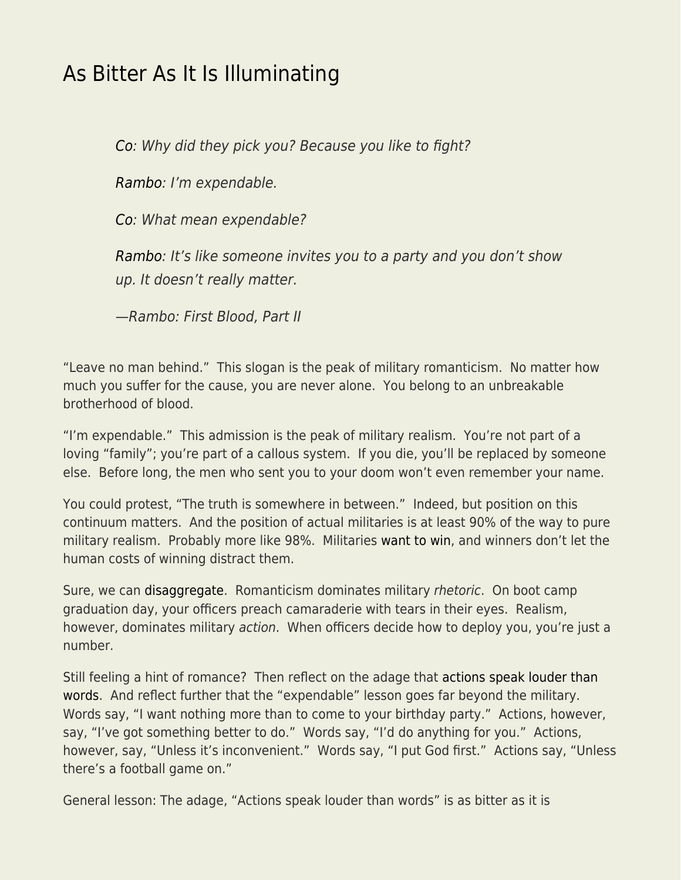# As Bitter As It Is Illuminating

> *Co: Why did they pick you? Because you like to fight?*
>
> *Rambo: I'm expendable.*
>
> *Co: What mean expendable?*
>
> *Rambo: It's like someone invites you to a party and you don't show up. It doesn't really matter.*
>
> *—Rambo: First Blood, Part II*

"Leave no man behind." This slogan is the peak of military romanticism. No matter how much you suffer for the cause, you are never alone. You belong to an unbreakable brotherhood of blood.

"I'm expendable." This admission is the peak of military realism. You're not part of a loving "family"; you're part of a callous system. If you die, you'll be replaced by someone else. Before long, the men who sent you to your doom won't even remember your name.

You could protest, "The truth is somewhere in between." Indeed, but position on this continuum matters. And the position of actual militaries is at least 90% of the way to pure military realism. Probably more like 98%. Militaries want to win, and winners don't let the human costs of winning distract them.

Sure, we can disaggregate. Romanticism dominates military *rhetoric*. On boot camp graduation day, your officers preach camaraderie with tears in their eyes. Realism, however, dominates military *action*. When officers decide how to deploy you, you're just a number.

Still feeling a hint of romance? Then reflect on the adage that actions speak louder than words. And reflect further that the "expendable" lesson goes far beyond the military. Words say, "I want nothing more than to come to your birthday party." Actions, however, say, "I've got something better to do." Words say, "I'd do anything for you." Actions, however, say, "Unless it's inconvenient." Words say, "I put God first." Actions say, "Unless there's a football game on."

General lesson: The adage, "Actions speak louder than words" is as bitter as it is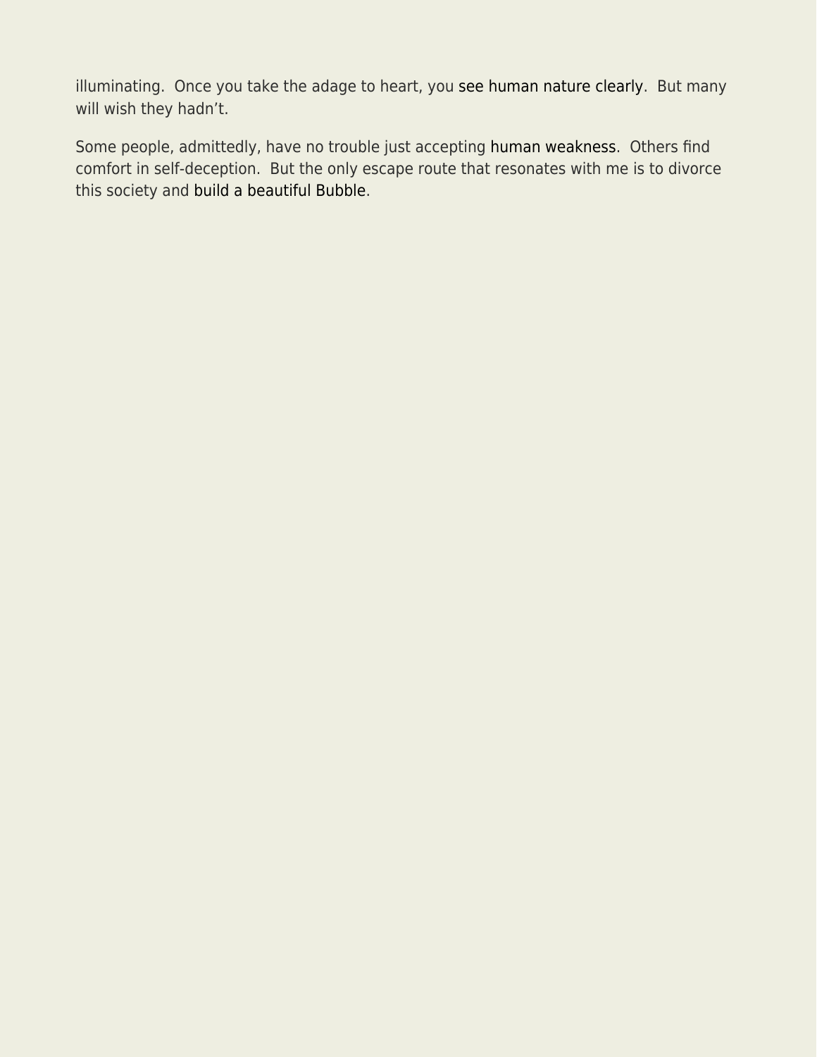illuminating.  Once you take the adage to heart, you see human nature clearly.  But many will wish they hadn't.

Some people, admittedly, have no trouble just accepting human weakness.  Others find comfort in self-deception.  But the only escape route that resonates with me is to divorce this society and build a beautiful Bubble.